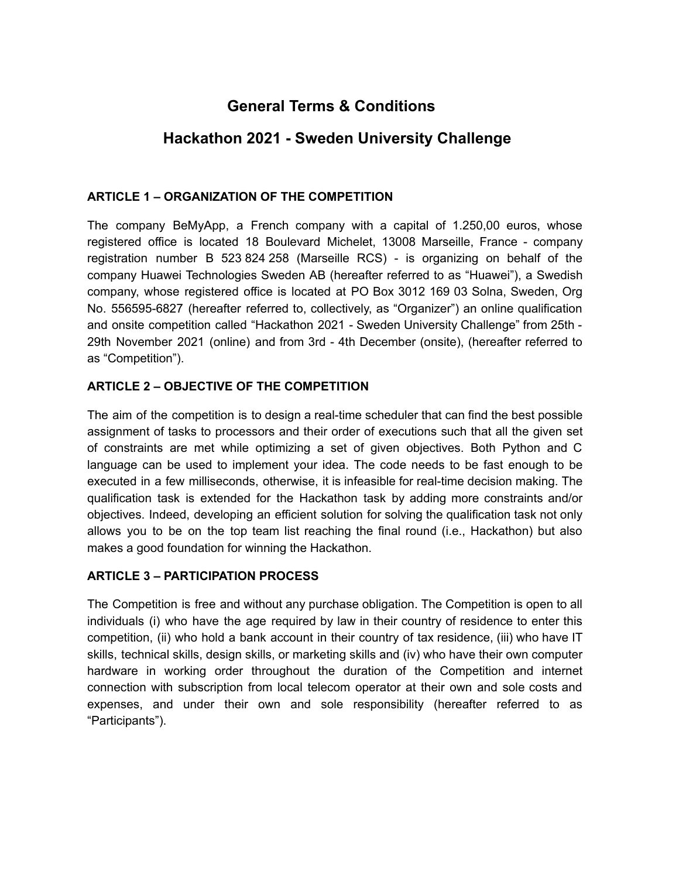# General Terms & Conditions

# Hackathon 2021 - Sweden University Challenge

## ARTICLE 1 – ORGANIZATION OF THE COMPETITION

The company BeMyApp, a French company with a capital of 1.250,00 euros, whose registered office is located 18 Boulevard Michelet, 13008 Marseille, France - company registration number B 523 824 258 (Marseille RCS) - is organizing on behalf of the company Huawei Technologies Sweden AB (hereafter referred to as "Huawei"), a Swedish company, whose registered office is located at PO Box 3012 169 03 Solna, Sweden, Org No. 556595-6827 (hereafter referred to, collectively, as "Organizer") an online qualification and onsite competition called "Hackathon 2021 - Sweden University Challenge" from 25th - 29th November 2021 (online) and from 3rd - 4th December (onsite), (hereafter referred to as "Competition").

## ARTICLE 2 – OBJECTIVE OF THE COMPETITION

The aim of the competition is to design a real-time scheduler that can find the best possible assignment of tasks to processors and their order of executions such that all the given set of constraints are met while optimizing a set of given objectives. Both Python and C language can be used to implement your idea. The code needs to be fast enough to be executed in a few milliseconds, otherwise, it is infeasible for real-time decision making. The qualification task is extended for the Hackathon task by adding more constraints and/or objectives. Indeed, developing an efficient solution for solving the qualification task not only allows you to be on the top team list reaching the final round (i.e., Hackathon) but also makes a good foundation for winning the Hackathon.

## ARTICLE 3 – PARTICIPATION PROCESS

The Competition is free and without any purchase obligation. The Competition is open to all individuals (i) who have the age required by law in their country of residence to enter this competition, (ii) who hold a bank account in their country of tax residence, (iii) who have IT skills, technical skills, design skills, or marketing skills and (iv) who have their own computer hardware in working order throughout the duration of the Competition and internet connection with subscription from local telecom operator at their own and sole costs and expenses, and under their own and sole responsibility (hereafter referred to as "Participants").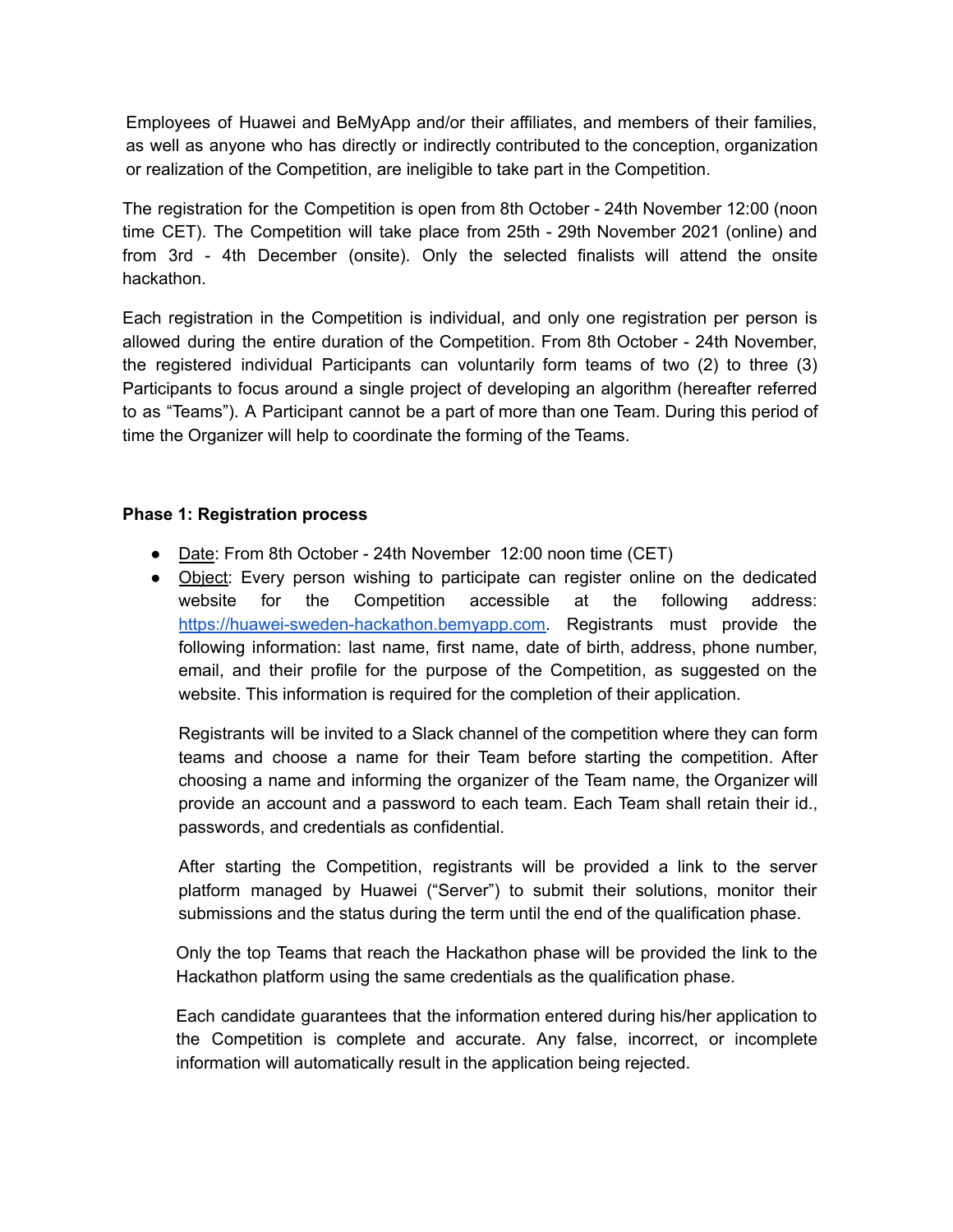Employees of Huawei and BeMyApp and/or their affiliates, and members of their families, as well as anyone who has directly or indirectly contributed to the conception, organization or realization of the Competition, are ineligible to take part in the Competition.

The registration for the Competition is open from 8th October - 24th November 12:00 (noon time CET). The Competition will take place from 25th - 29th November 2021 (online) and from 3rd - 4th December (onsite). Only the selected finalists will attend the onsite hackathon.

Each registration in the Competition is individual, and only one registration per person is allowed during the entire duration of the Competition. From 8th October - 24th November, the registered individual Participants can voluntarily form teams of two (2) to three (3) Participants to focus around a single project of developing an algorithm (hereafter referred to as "Teams"). A Participant cannot be a part of more than one Team. During this period of time the Organizer will help to coordinate the forming of the Teams.

**Phase 1: Registration process**

- Date: From 8th October - 24th November 12:00 noon time (CET)
- Object: Every person wishing to participate can register online on the dedicated website for the Competition accessible at the following address: [https://huawei-sweden-hackathon.bemyapp.com](https://huawei-sweden-hackathon.bemyapp.com). Registrants must provide the following information: last name, first name, date of birth, address, phone number, email, and their profile for the purpose of the Competition, as suggested on the website. This information is required for the completion of their application.

  Registrants will be invited to a Slack channel of the competition where they can form teams and choose a name for their Team before starting the competition. After choosing a name and informing the organizer of the Team name, the Organizer will provide an account and a password to each team. Each Team shall retain their id., passwords, and credentials as confidential.

  After starting the Competition, registrants will be provided a link to the server platform managed by Huawei ("Server") to submit their solutions, monitor their submissions and the status during the term until the end of the qualification phase.

  Only the top Teams that reach the Hackathon phase will be provided the link to the Hackathon platform using the same credentials as the qualification phase.

  Each candidate guarantees that the information entered during his/her application to the Competition is complete and accurate. Any false, incorrect, or incomplete information will automatically result in the application being rejected.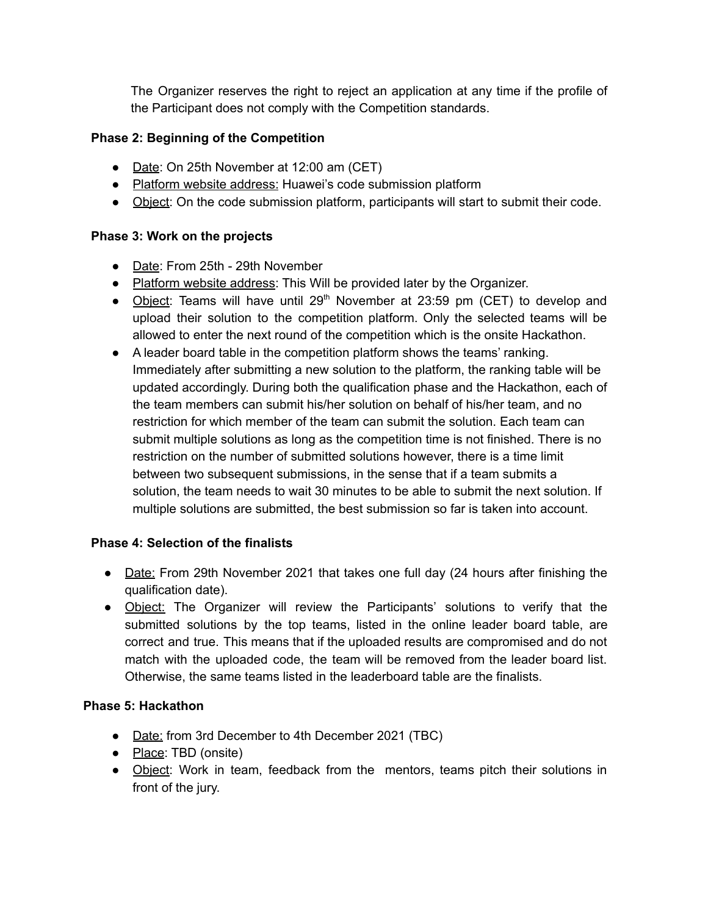The Organizer reserves the right to reject an application at any time if the profile of the Participant does not comply with the Competition standards.

**Phase 2: Beginning of the Competition**

- Date: On 25th November at 12:00 am (CET)
- Platform website address: Huawei's code submission platform
- Object: On the code submission platform, participants will start to submit their code.

**Phase 3: Work on the projects**

- Date: From 25th - 29th November
- Platform website address: This Will be provided later by the Organizer.
- Object: Teams will have until 29th November at 23:59 pm (CET) to develop and upload their solution to the competition platform. Only the selected teams will be allowed to enter the next round of the competition which is the onsite Hackathon.
- A leader board table in the competition platform shows the teams' ranking. Immediately after submitting a new solution to the platform, the ranking table will be updated accordingly. During both the qualification phase and the Hackathon, each of the team members can submit his/her solution on behalf of his/her team, and no restriction for which member of the team can submit the solution. Each team can submit multiple solutions as long as the competition time is not finished. There is no restriction on the number of submitted solutions however, there is a time limit between two subsequent submissions, in the sense that if a team submits a solution, the team needs to wait 30 minutes to be able to submit the next solution. If multiple solutions are submitted, the best submission so far is taken into account.

**Phase 4: Selection of the finalists**

- Date: From 29th November 2021 that takes one full day (24 hours after finishing the qualification date).
- Object: The Organizer will review the Participants' solutions to verify that the submitted solutions by the top teams, listed in the online leader board table, are correct and true. This means that if the uploaded results are compromised and do not match with the uploaded code, the team will be removed from the leader board list. Otherwise, the same teams listed in the leaderboard table are the finalists.

**Phase 5: Hackathon**

- Date: from 3rd December to 4th December 2021 (TBC)
- Place: TBD (onsite)
- Object: Work in team, feedback from the mentors, teams pitch their solutions in front of the jury.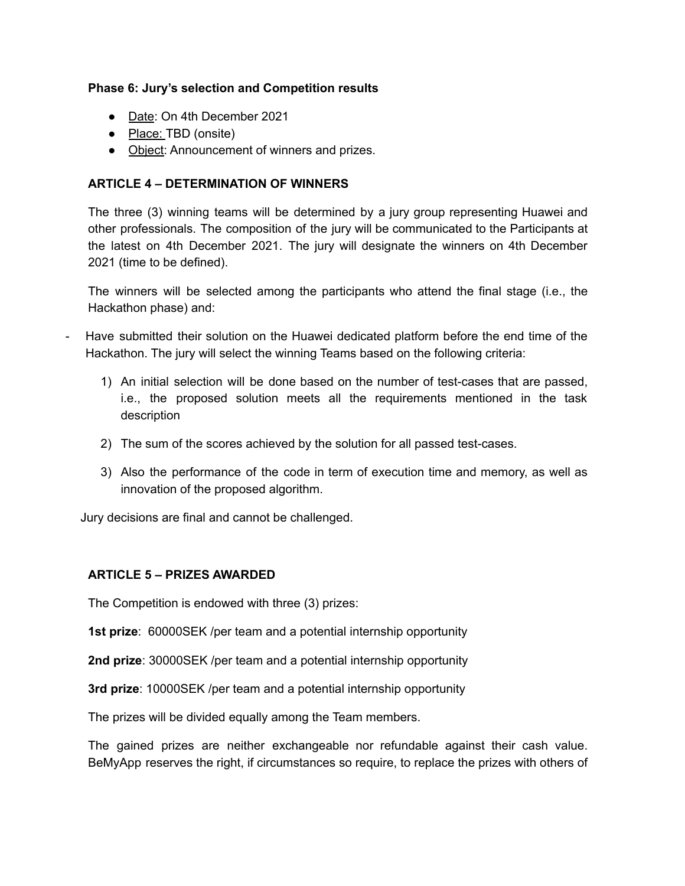**Phase 6: Jury's selection and Competition results**

- Date: On 4th December 2021
- Place: TBD (onsite)
- Object: Announcement of winners and prizes.

### ARTICLE 4 – DETERMINATION OF WINNERS

The three (3) winning teams will be determined by a jury group representing Huawei and other professionals. The composition of the jury will be communicated to the Participants at the latest on 4th December 2021. The jury will designate the winners on 4th December 2021 (time to be defined).

The winners will be selected among the participants who attend the final stage (i.e., the Hackathon phase) and:

- Have submitted their solution on the Huawei dedicated platform before the end time of the Hackathon. The jury will select the winning Teams based on the following criteria:

  1) An initial selection will be done based on the number of test-cases that are passed, i.e., the proposed solution meets all the requirements mentioned in the task description

  2) The sum of the scores achieved by the solution for all passed test-cases.

  3) Also the performance of the code in term of execution time and memory, as well as innovation of the proposed algorithm.

Jury decisions are final and cannot be challenged.

### ARTICLE 5 – PRIZES AWARDED

The Competition is endowed with three (3) prizes:

**1st prize**: 60000SEK /per team and a potential internship opportunity

**2nd prize**: 30000SEK /per team and a potential internship opportunity

**3rd prize**: 10000SEK /per team and a potential internship opportunity

The prizes will be divided equally among the Team members.

The gained prizes are neither exchangeable nor refundable against their cash value. BeMyApp reserves the right, if circumstances so require, to replace the prizes with others of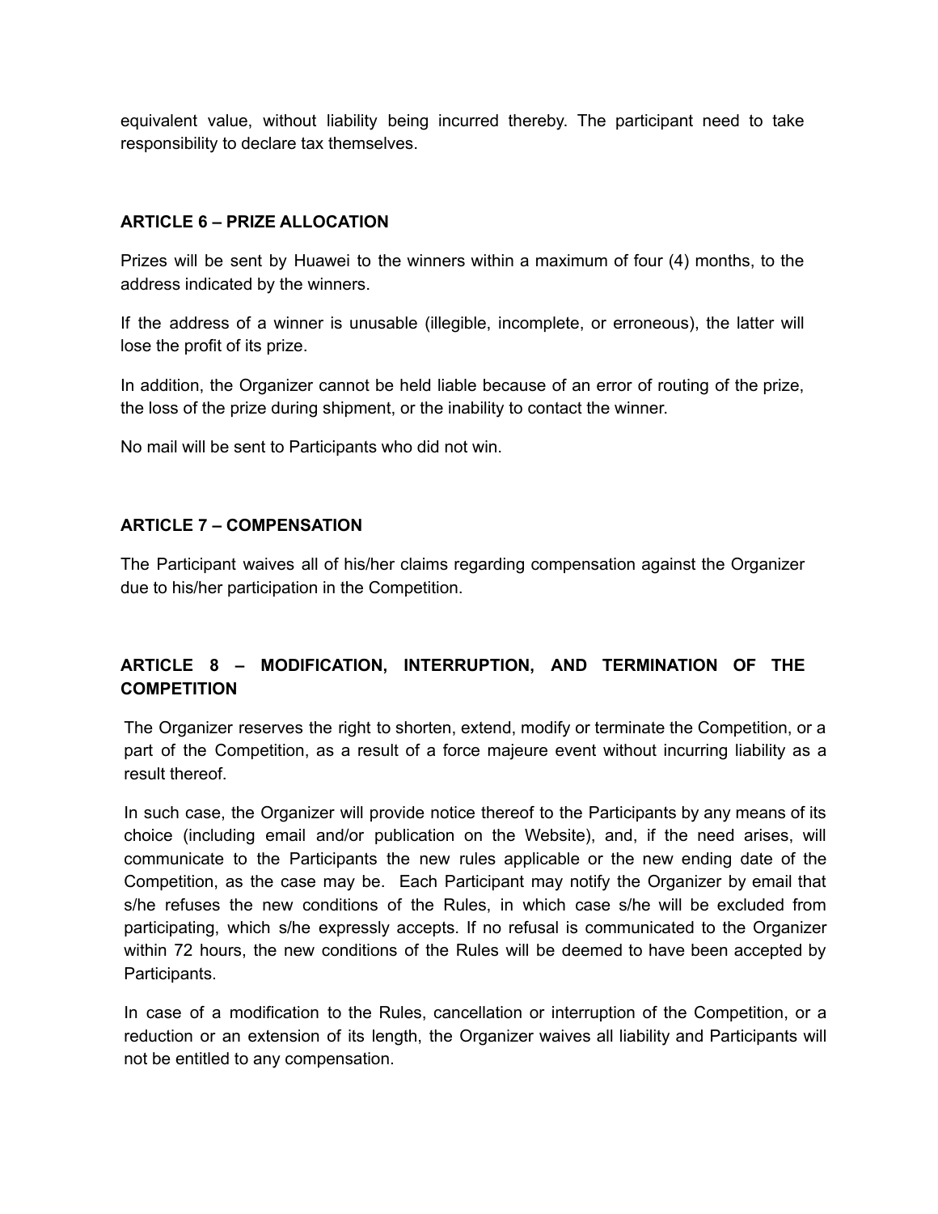equivalent value, without liability being incurred thereby. The participant need to take responsibility to declare tax themselves.

### ARTICLE 6 – PRIZE ALLOCATION

Prizes will be sent by Huawei to the winners within a maximum of four (4) months, to the address indicated by the winners.

If the address of a winner is unusable (illegible, incomplete, or erroneous), the latter will lose the profit of its prize.

In addition, the Organizer cannot be held liable because of an error of routing of the prize, the loss of the prize during shipment, or the inability to contact the winner.

No mail will be sent to Participants who did not win.

### ARTICLE 7 – COMPENSATION

The Participant waives all of his/her claims regarding compensation against the Organizer due to his/her participation in the Competition.

### ARTICLE 8 – MODIFICATION, INTERRUPTION, AND TERMINATION OF THE COMPETITION

The Organizer reserves the right to shorten, extend, modify or terminate the Competition, or a part of the Competition, as a result of a force majeure event without incurring liability as a result thereof.

In such case, the Organizer will provide notice thereof to the Participants by any means of its choice (including email and/or publication on the Website), and, if the need arises, will communicate to the Participants the new rules applicable or the new ending date of the Competition, as the case may be. Each Participant may notify the Organizer by email that s/he refuses the new conditions of the Rules, in which case s/he will be excluded from participating, which s/he expressly accepts. If no refusal is communicated to the Organizer within 72 hours, the new conditions of the Rules will be deemed to have been accepted by Participants.

In case of a modification to the Rules, cancellation or interruption of the Competition, or a reduction or an extension of its length, the Organizer waives all liability and Participants will not be entitled to any compensation.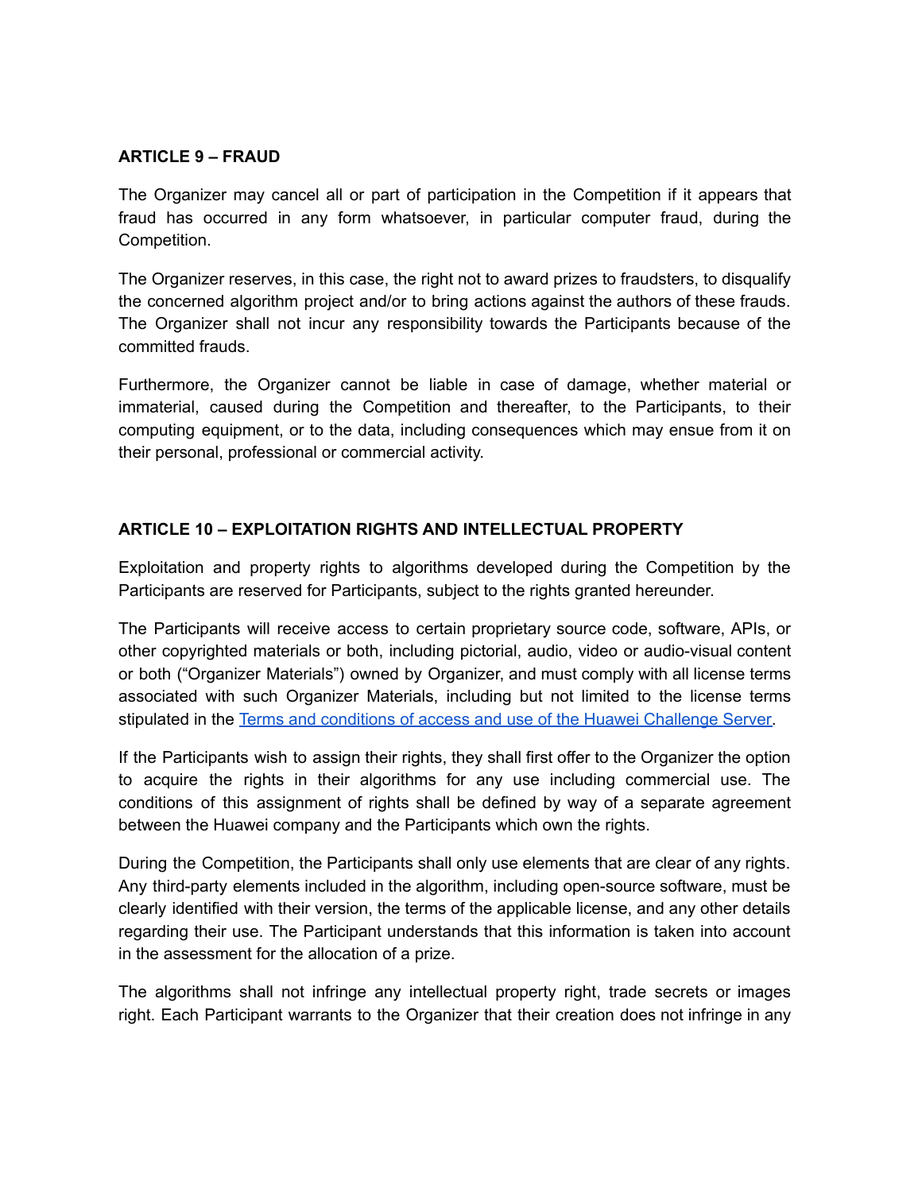**ARTICLE 9 – FRAUD**

The Organizer may cancel all or part of participation in the Competition if it appears that fraud has occurred in any form whatsoever, in particular computer fraud, during the Competition.

The Organizer reserves, in this case, the right not to award prizes to fraudsters, to disqualify the concerned algorithm project and/or to bring actions against the authors of these frauds. The Organizer shall not incur any responsibility towards the Participants because of the committed frauds.

Furthermore, the Organizer cannot be liable in case of damage, whether material or immaterial, caused during the Competition and thereafter, to the Participants, to their computing equipment, or to the data, including consequences which may ensue from it on their personal, professional or commercial activity.

**ARTICLE 10 – EXPLOITATION RIGHTS AND INTELLECTUAL PROPERTY**

Exploitation and property rights to algorithms developed during the Competition by the Participants are reserved for Participants, subject to the rights granted hereunder.

The Participants will receive access to certain proprietary source code, software, APIs, or other copyrighted materials or both, including pictorial, audio, video or audio-visual content or both ("Organizer Materials") owned by Organizer, and must comply with all license terms associated with such Organizer Materials, including but not limited to the license terms stipulated in the Terms and conditions of access and use of the Huawei Challenge Server.

If the Participants wish to assign their rights, they shall first offer to the Organizer the option to acquire the rights in their algorithms for any use including commercial use. The conditions of this assignment of rights shall be defined by way of a separate agreement between the Huawei company and the Participants which own the rights.

During the Competition, the Participants shall only use elements that are clear of any rights. Any third-party elements included in the algorithm, including open-source software, must be clearly identified with their version, the terms of the applicable license, and any other details regarding their use. The Participant understands that this information is taken into account in the assessment for the allocation of a prize.

The algorithms shall not infringe any intellectual property right, trade secrets or images right. Each Participant warrants to the Organizer that their creation does not infringe in any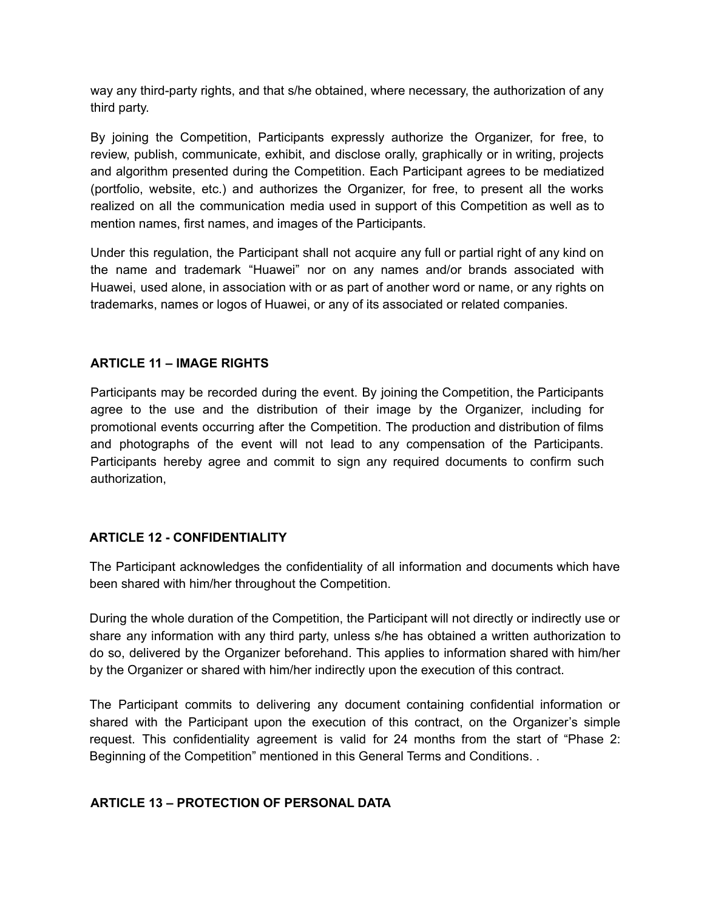way any third-party rights, and that s/he obtained, where necessary, the authorization of any third party.

By joining the Competition, Participants expressly authorize the Organizer, for free, to review, publish, communicate, exhibit, and disclose orally, graphically or in writing, projects and algorithm presented during the Competition. Each Participant agrees to be mediatized (portfolio, website, etc.) and authorizes the Organizer, for free, to present all the works realized on all the communication media used in support of this Competition as well as to mention names, first names, and images of the Participants.

Under this regulation, the Participant shall not acquire any full or partial right of any kind on the name and trademark “Huawei” nor on any names and/or brands associated with Huawei, used alone, in association with or as part of another word or name, or any rights on trademarks, names or logos of Huawei, or any of its associated or related companies.

## ARTICLE 11 – IMAGE RIGHTS

Participants may be recorded during the event. By joining the Competition, the Participants agree to the use and the distribution of their image by the Organizer, including for promotional events occurring after the Competition. The production and distribution of films and photographs of the event will not lead to any compensation of the Participants. Participants hereby agree and commit to sign any required documents to confirm such authorization,

## ARTICLE 12 - CONFIDENTIALITY

The Participant acknowledges the confidentiality of all information and documents which have been shared with him/her throughout the Competition.

During the whole duration of the Competition, the Participant will not directly or indirectly use or share any information with any third party, unless s/he has obtained a written authorization to do so, delivered by the Organizer beforehand. This applies to information shared with him/her by the Organizer or shared with him/her indirectly upon the execution of this contract.

The Participant commits to delivering any document containing confidential information or shared with the Participant upon the execution of this contract, on the Organizer’s simple request. This confidentiality agreement is valid for 24 months from the start of “Phase 2: Beginning of the Competition” mentioned in this General Terms and Conditions. .

## ARTICLE 13 – PROTECTION OF PERSONAL DATA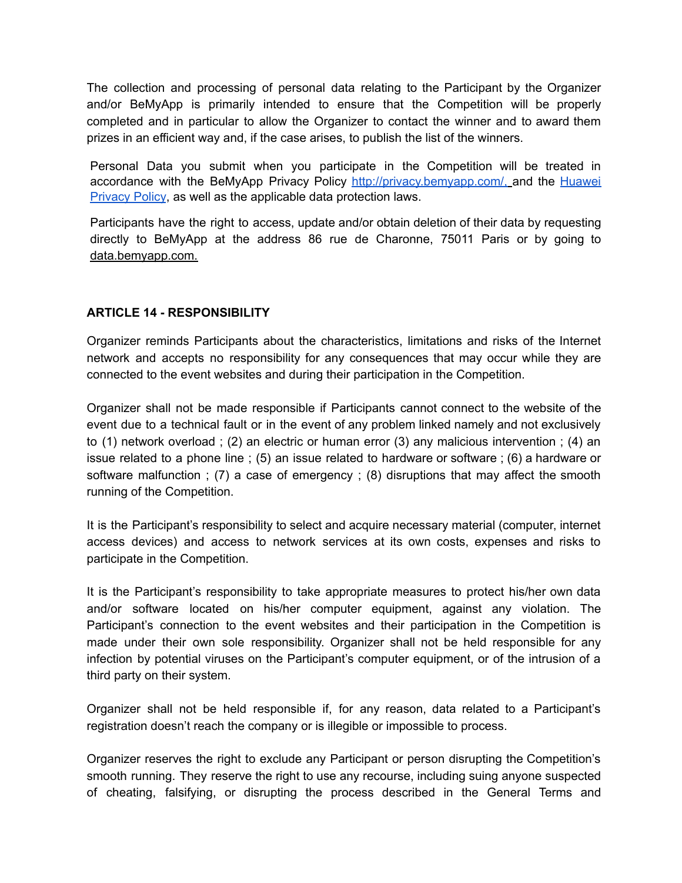The collection and processing of personal data relating to the Participant by the Organizer and/or BeMyApp is primarily intended to ensure that the Competition will be properly completed and in particular to allow the Organizer to contact the winner and to award them prizes in an efficient way and, if the case arises, to publish the list of the winners.

Personal Data you submit when you participate in the Competition will be treated in accordance with the BeMyApp Privacy Policy [http://privacy.bemyapp.com/,](http://privacy.bemyapp.com/) and the [Huawei Privacy Policy](), as well as the applicable data protection laws.

Participants have the right to access, update and/or obtain deletion of their data by requesting directly to BeMyApp at the address 86 rue de Charonne, 75011 Paris or by going to data.bemyapp.com.

**ARTICLE 14 - RESPONSIBILITY**

Organizer reminds Participants about the characteristics, limitations and risks of the Internet network and accepts no responsibility for any consequences that may occur while they are connected to the event websites and during their participation in the Competition.

Organizer shall not be made responsible if Participants cannot connect to the website of the event due to a technical fault or in the event of any problem linked namely and not exclusively to (1) network overload ; (2) an electric or human error (3) any malicious intervention ; (4) an issue related to a phone line ; (5) an issue related to hardware or software ; (6) a hardware or software malfunction ; (7) a case of emergency ; (8) disruptions that may affect the smooth running of the Competition.

It is the Participant's responsibility to select and acquire necessary material (computer, internet access devices) and access to network services at its own costs, expenses and risks to participate in the Competition.

It is the Participant's responsibility to take appropriate measures to protect his/her own data and/or software located on his/her computer equipment, against any violation. The Participant's connection to the event websites and their participation in the Competition is made under their own sole responsibility. Organizer shall not be held responsible for any infection by potential viruses on the Participant's computer equipment, or of the intrusion of a third party on their system.

Organizer shall not be held responsible if, for any reason, data related to a Participant's registration doesn't reach the company or is illegible or impossible to process.

Organizer reserves the right to exclude any Participant or person disrupting the Competition's smooth running. They reserve the right to use any recourse, including suing anyone suspected of cheating, falsifying, or disrupting the process described in the General Terms and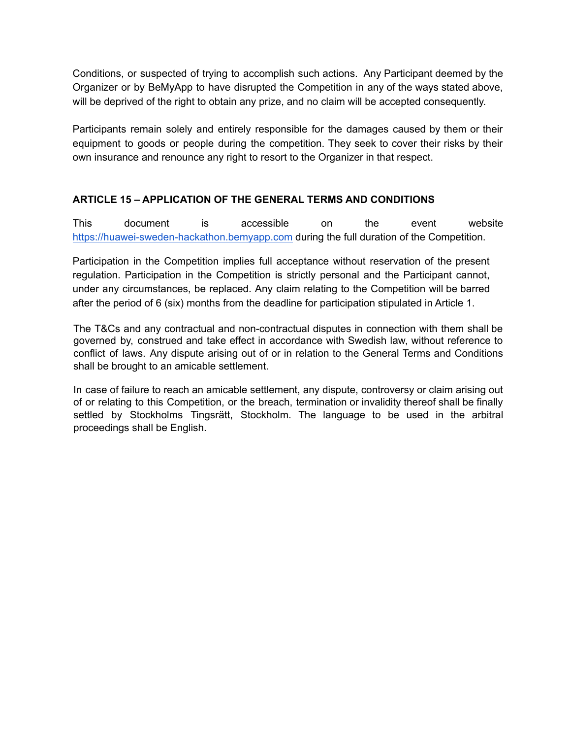Conditions, or suspected of trying to accomplish such actions. Any Participant deemed by the Organizer or by BeMyApp to have disrupted the Competition in any of the ways stated above, will be deprived of the right to obtain any prize, and no claim will be accepted consequently.

Participants remain solely and entirely responsible for the damages caused by them or their equipment to goods or people during the competition. They seek to cover their risks by their own insurance and renounce any right to resort to the Organizer in that respect.

## ARTICLE 15 – APPLICATION OF THE GENERAL TERMS AND CONDITIONS

This document is accessible on the event website [https://huawei-sweden-hackathon.bemyapp.com](https://huawei-sweden-hackathon.bemyapp.com) during the full duration of the Competition.

Participation in the Competition implies full acceptance without reservation of the present regulation. Participation in the Competition is strictly personal and the Participant cannot, under any circumstances, be replaced. Any claim relating to the Competition will be barred after the period of 6 (six) months from the deadline for participation stipulated in Article 1.

The T&Cs and any contractual and non-contractual disputes in connection with them shall be governed by, construed and take effect in accordance with Swedish law, without reference to conflict of laws. Any dispute arising out of or in relation to the General Terms and Conditions shall be brought to an amicable settlement.

In case of failure to reach an amicable settlement, any dispute, controversy or claim arising out of or relating to this Competition, or the breach, termination or invalidity thereof shall be finally settled by Stockholms Tingsrätt, Stockholm. The language to be used in the arbitral proceedings shall be English.